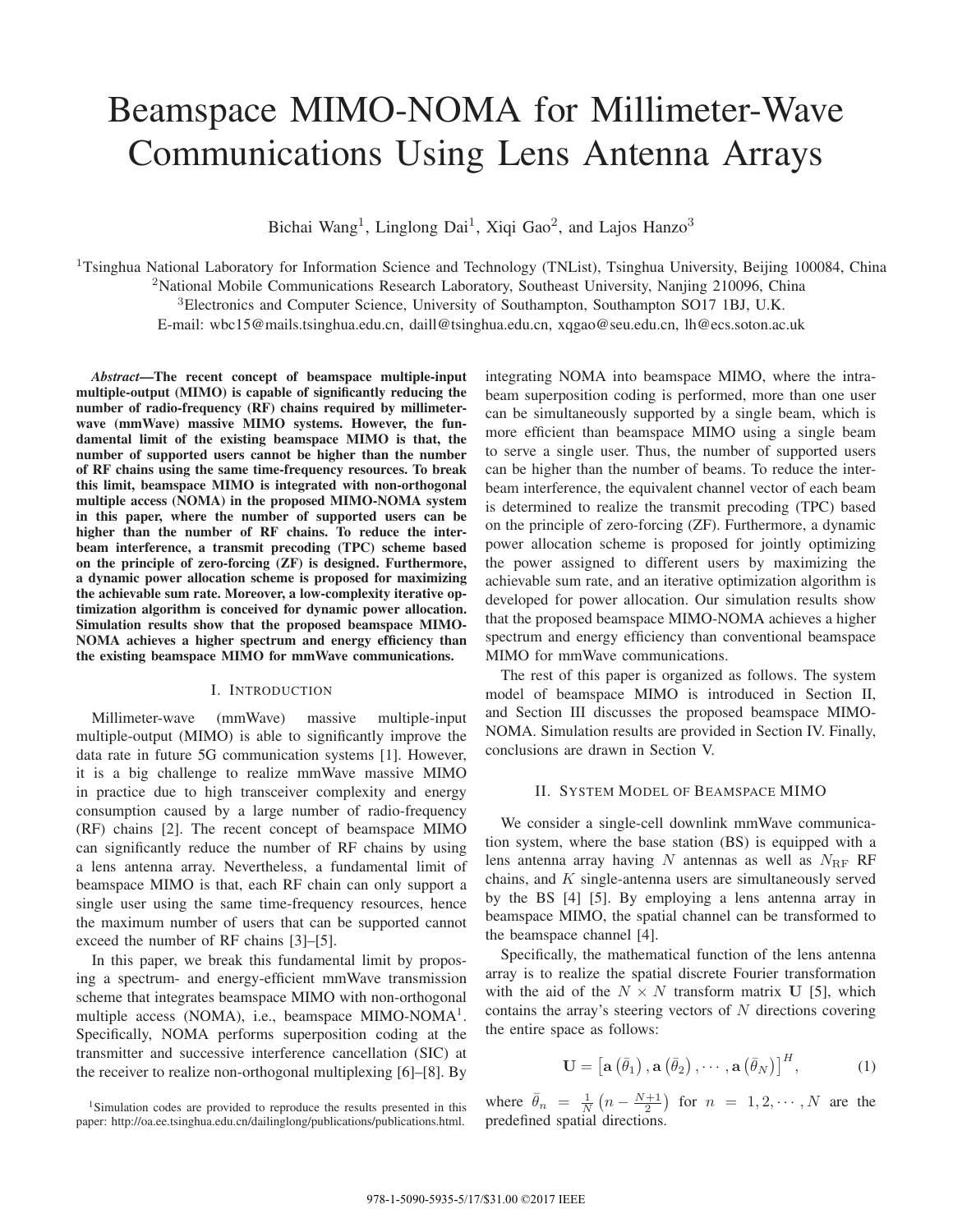# Beamspace MIMO-NOMA for Millimeter-Wave Communications Using Lens Antenna Arrays

Bichai Wang[1], Linglong Dai[1], Xiqi Gao[2], and Lajos Hanzo[3]

[1]Tsinghua National Laboratory for Information Science and Technology (TNList), Tsinghua University, Beijing 100084, China
[2]National Mobile Communications Research Laboratory, Southeast University, Nanjing 210096, China
[3]Electronics and Computer Science, University of Southampton, Southampton SO17 1BJ, U.K.
E-mail: wbc15@mails.tsinghua.edu.cn, daill@tsinghua.edu.cn, xqgao@seu.edu.cn, lh@ecs.soton.ac.uk

***Abstract*—The recent concept of beamspace multiple-input multiple-output (MIMO) is capable of significantly reducing the number of radio-frequency (RF) chains required by millimeter-wave (mmWave) massive MIMO systems. However, the fundamental limit of the existing beamspace MIMO is that, the number of supported users cannot be higher than the number of RF chains using the same time-frequency resources. To break this limit, beamspace MIMO is integrated with non-orthogonal multiple access (NOMA) in the proposed MIMO-NOMA system in this paper, where the number of supported users can be higher than the number of RF chains. To reduce the inter-beam interference, a transmit precoding (TPC) scheme based on the principle of zero-forcing (ZF) is designed. Furthermore, a dynamic power allocation scheme is proposed for maximizing the achievable sum rate. Moreover, a low-complexity iterative optimization algorithm is conceived for dynamic power allocation. Simulation results show that the proposed beamspace MIMO-NOMA achieves a higher spectrum and energy efficiency than the existing beamspace MIMO for mmWave communications.**

## I. Introduction

Millimeter-wave (mmWave) massive multiple-input multiple-output (MIMO) is able to significantly improve the data rate in future 5G communication systems [1]. However, it is a big challenge to realize mmWave massive MIMO in practice due to high transceiver complexity and energy consumption caused by a large number of radio-frequency (RF) chains [2]. The recent concept of beamspace MIMO can significantly reduce the number of RF chains by using a lens antenna array. Nevertheless, a fundamental limit of beamspace MIMO is that, each RF chain can only support a single user using the same time-frequency resources, hence the maximum number of users that can be supported cannot exceed the number of RF chains [3]–[5].

In this paper, we break this fundamental limit by proposing a spectrum- and energy-efficient mmWave transmission scheme that integrates beamspace MIMO with non-orthogonal multiple access (NOMA), i.e., beamspace MIMO-NOMA[1]. Specifically, NOMA performs superposition coding at the transmitter and successive interference cancellation (SIC) at the receiver to realize non-orthogonal multiplexing [6]–[8]. By integrating NOMA into beamspace MIMO, where the intra-beam superposition coding is performed, more than one user can be simultaneously supported by a single beam, which is more efficient than beamspace MIMO using a single beam to serve a single user. Thus, the number of supported users can be higher than the number of beams. To reduce the inter-beam interference, the equivalent channel vector of each beam is determined to realize the transmit precoding (TPC) based on the principle of zero-forcing (ZF). Furthermore, a dynamic power allocation scheme is proposed for jointly optimizing the power assigned to different users by maximizing the achievable sum rate, and an iterative optimization algorithm is developed for power allocation. Our simulation results show that the proposed beamspace MIMO-NOMA achieves a higher spectrum and energy efficiency than conventional beamspace MIMO for mmWave communications.

The rest of this paper is organized as follows. The system model of beamspace MIMO is introduced in Section II, and Section III discusses the proposed beamspace MIMO-NOMA. Simulation results are provided in Section IV. Finally, conclusions are drawn in Section V.

[1]Simulation codes are provided to reproduce the results presented in this paper: http://oa.ee.tsinghua.edu.cn/dailinglong/publications/publications.html.

## II. System Model of Beamspace MIMO

We consider a single-cell downlink mmWave communication system, where the base station (BS) is equipped with a lens antenna array having $N$ antennas as well as $N_{\mathrm{RF}}$ RF chains, and $K$ single-antenna users are simultaneously served by the BS [4] [5]. By employing a lens antenna array in beamspace MIMO, the spatial channel can be transformed to the beamspace channel [4].

Specifically, the mathematical function of the lens antenna array is to realize the spatial discrete Fourier transformation with the aid of the $N \times N$ transform matrix $\mathbf{U}$ [5], which contains the array's steering vectors of $N$ directions covering the entire space as follows:

$$\mathbf{U} = \left[\mathbf{a}\left(\bar{\theta}_1\right), \mathbf{a}\left(\bar{\theta}_2\right), \cdots, \mathbf{a}\left(\bar{\theta}_N\right)\right]^H, \tag{1}$$

where $\bar{\theta}_n = \frac{1}{N}\left(n - \frac{N+1}{2}\right)$ for $n = 1, 2, \cdots, N$ are the predefined spatial directions.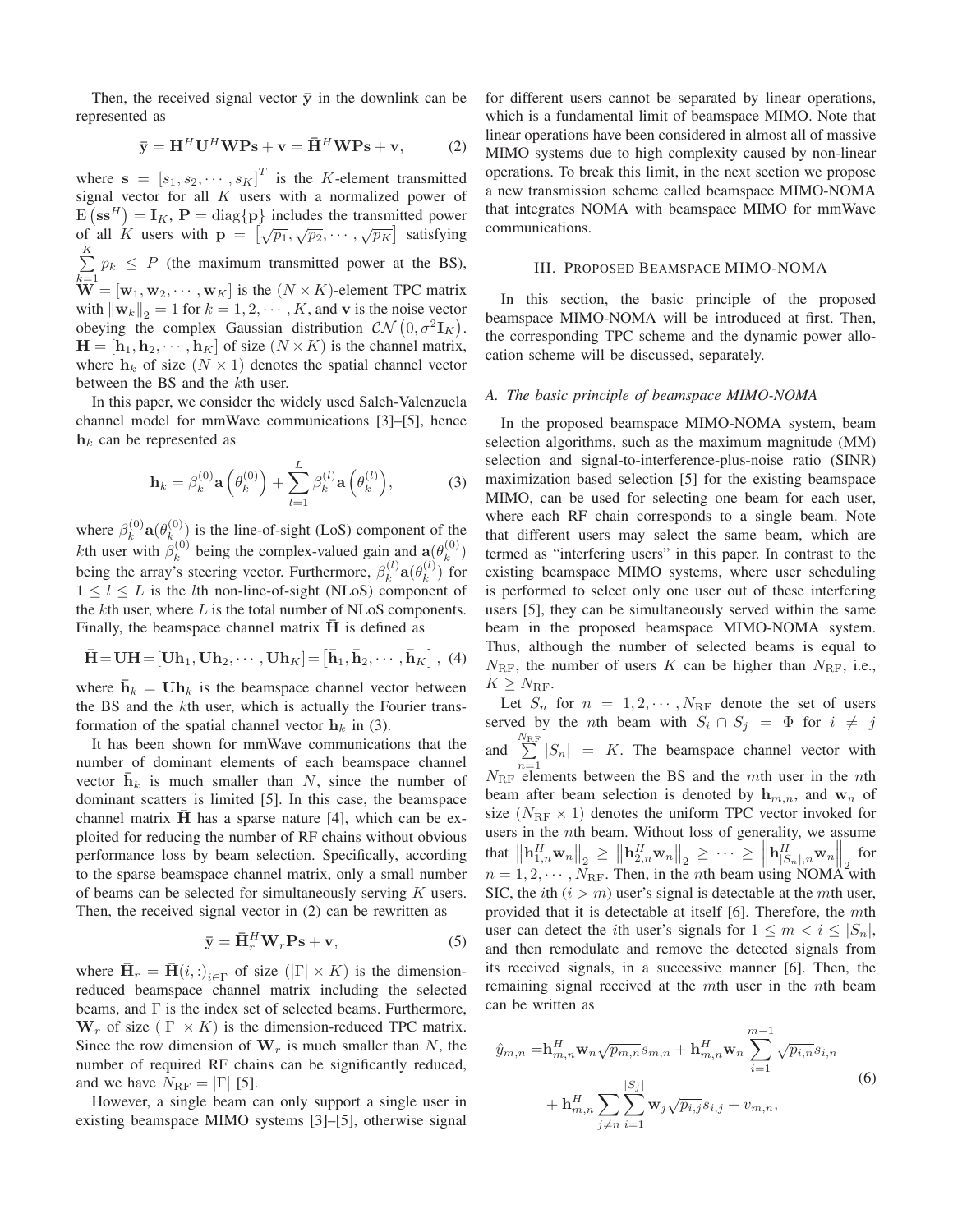Then, the received signal vector $\bar{\mathbf{y}}$ in the downlink can be represented as

$$\bar{\mathbf{y}} = \mathbf{H}^H \mathbf{U}^H \mathbf{W} \mathbf{P} \mathbf{s} + \mathbf{v} = \bar{\mathbf{H}}^H \mathbf{W} \mathbf{P} \mathbf{s} + \mathbf{v}, \tag{2}$$

where $\mathbf{s} = [s_1, s_2, \cdots, s_K]^T$ is the $K$-element transmitted signal vector for all $K$ users with a normalized power of $\mathrm{E}\left(\mathbf{s}\mathbf{s}^H\right) = \mathbf{I}_K$, $\mathbf{P} = \mathrm{diag}\{\mathbf{p}\}$ includes the transmitted power of all $K$ users with $\mathbf{p} = \left[\sqrt{p_1}, \sqrt{p_2}, \cdots, \sqrt{p_K}\right]$ satisfying $\sum_{k=1}^{K} p_k \leq P$ (the maximum transmitted power at the BS), $\mathbf{W} = [\mathbf{w}_1, \mathbf{w}_2, \cdots, \mathbf{w}_K]$ is the $(N \times K)$-element TPC matrix with $\|\mathbf{w}_k\|_2 = 1$ for $k = 1, 2, \cdots, K$, and $\mathbf{v}$ is the noise vector obeying the complex Gaussian distribution $\mathcal{CN}\left(0, \sigma^2 \mathbf{I}_K\right)$. $\mathbf{H} = [\mathbf{h}_1, \mathbf{h}_2, \cdots, \mathbf{h}_K]$ of size $(N \times K)$ is the channel matrix, where $\mathbf{h}_k$ of size $(N \times 1)$ denotes the spatial channel vector between the BS and the $k$th user.

In this paper, we consider the widely used Saleh-Valenzuela channel model for mmWave communications [3]–[5], hence $\mathbf{h}_k$ can be represented as

$$\mathbf{h}_k = \beta_k^{(0)} \mathbf{a}\left(\theta_k^{(0)}\right) + \sum_{l=1}^{L} \beta_k^{(l)} \mathbf{a}\left(\theta_k^{(l)}\right), \tag{3}$$

where $\beta_k^{(0)} \mathbf{a}(\theta_k^{(0)})$ is the line-of-sight (LoS) component of the $k$th user with $\beta_k^{(0)}$ being the complex-valued gain and $\mathbf{a}(\theta_k^{(0)})$ being the array's steering vector. Furthermore, $\beta_k^{(l)} \mathbf{a}(\theta_k^{(l)})$ for $1 \leq l \leq L$ is the $l$th non-line-of-sight (NLoS) component of the $k$th user, where $L$ is the total number of NLoS components. Finally, the beamspace channel matrix $\bar{\mathbf{H}}$ is defined as

$$\bar{\mathbf{H}} = \mathbf{U}\mathbf{H} = [\mathbf{U}\mathbf{h}_1, \mathbf{U}\mathbf{h}_2, \cdots, \mathbf{U}\mathbf{h}_K] = \left[\bar{\mathbf{h}}_1, \bar{\mathbf{h}}_2, \cdots, \bar{\mathbf{h}}_K\right], \tag{4}$$

where $\bar{\mathbf{h}}_k = \mathbf{U}\mathbf{h}_k$ is the beamspace channel vector between the BS and the $k$th user, which is actually the Fourier transformation of the spatial channel vector $\mathbf{h}_k$ in (3).

It has been shown for mmWave communications that the number of dominant elements of each beamspace channel vector $\bar{\mathbf{h}}_k$ is much smaller than $N$, since the number of dominant scatters is limited [5]. In this case, the beamspace channel matrix $\bar{\mathbf{H}}$ has a sparse nature [4], which can be exploited for reducing the number of RF chains without obvious performance loss by beam selection. Specifically, according to the sparse beamspace channel matrix, only a small number of beams can be selected for simultaneously serving $K$ users. Then, the received signal vector in (2) can be rewritten as

$$\bar{\mathbf{y}} = \bar{\mathbf{H}}_r^H \mathbf{W}_r \mathbf{P} \mathbf{s} + \mathbf{v}, \tag{5}$$

where $\bar{\mathbf{H}}_r = \bar{\mathbf{H}}(i,:)_{i \in \Gamma}$ of size $(|\Gamma| \times K)$ is the dimension-reduced beamspace channel matrix including the selected beams, and $\Gamma$ is the index set of selected beams. Furthermore, $\mathbf{W}_r$ of size $(|\Gamma| \times K)$ is the dimension-reduced TPC matrix. Since the row dimension of $\mathbf{W}_r$ is much smaller than $N$, the number of required RF chains can be significantly reduced, and we have $N_{\mathrm{RF}} = |\Gamma|$ [5].

However, a single beam can only support a single user in existing beamspace MIMO systems [3]–[5], otherwise signal for different users cannot be separated by linear operations, which is a fundamental limit of beamspace MIMO. Note that linear operations have been considered in almost all of massive MIMO systems due to high complexity caused by non-linear operations. To break this limit, in the next section we propose a new transmission scheme called beamspace MIMO-NOMA that integrates NOMA with beamspace MIMO for mmWave communications.

## III. Proposed Beamspace MIMO-NOMA

In this section, the basic principle of the proposed beamspace MIMO-NOMA will be introduced at first. Then, the corresponding TPC scheme and the dynamic power allocation scheme will be discussed, separately.

### A. The basic principle of beamspace MIMO-NOMA

In the proposed beamspace MIMO-NOMA system, beam selection algorithms, such as the maximum magnitude (MM) selection and signal-to-interference-plus-noise ratio (SINR) maximization based selection [5] for the existing beamspace MIMO, can be used for selecting one beam for each user, where each RF chain corresponds to a single beam. Note that different users may select the same beam, which are termed as "interfering users" in this paper. In contrast to the existing beamspace MIMO systems, where user scheduling is performed to select only one user out of these interfering users [5], they can be simultaneously served within the same beam in the proposed beamspace MIMO-NOMA system. Thus, although the number of selected beams is equal to $N_{\mathrm{RF}}$, the number of users $K$ can be higher than $N_{\mathrm{RF}}$, i.e., $K \geq N_{\mathrm{RF}}$.

Let $S_n$ for $n = 1, 2, \cdots, N_{\mathrm{RF}}$ denote the set of users served by the $n$th beam with $S_i \cap S_j = \Phi$ for $i \neq j$ and $\sum_{n=1}^{N_{\mathrm{RF}}} |S_n| = K$. The beamspace channel vector with $N_{\mathrm{RF}}$ elements between the BS and the $m$th user in the $n$th beam after beam selection is denoted by $\mathbf{h}_{m,n}$, and $\mathbf{w}_n$ of size $(N_{\mathrm{RF}} \times 1)$ denotes the uniform TPC vector invoked for users in the $n$th beam. Without loss of generality, we assume that $\left\|\mathbf{h}_{1,n}^H \mathbf{w}_n\right\|_2 \geq \left\|\mathbf{h}_{2,n}^H \mathbf{w}_n\right\|_2 \geq \cdots \geq \left\|\mathbf{h}_{|S_n|,n}^H \mathbf{w}_n\right\|_2$ for $n = 1, 2, \cdots, N_{\mathrm{RF}}$. Then, in the $n$th beam using NOMA with SIC, the $i$th $(i > m)$ user's signal is detectable at the $m$th user, provided that it is detectable at itself [6]. Therefore, the $m$th user can detect the $i$th user's signals for $1 \leq m < i \leq |S_n|$, and then remodulate and remove the detected signals from its received signals, in a successive manner [6]. Then, the remaining signal received at the $m$th user in the $n$th beam can be written as

$$\begin{aligned}
\hat{y}_{m,n} =& \mathbf{h}_{m,n}^H \mathbf{w}_n \sqrt{p_{m,n}} s_{m,n} + \mathbf{h}_{m,n}^H \mathbf{w}_n \sum_{i=1}^{m-1} \sqrt{p_{i,n}} s_{i,n} \\
&+ \mathbf{h}_{m,n}^H \sum_{j \neq n} \sum_{i=1}^{|S_j|} \mathbf{w}_j \sqrt{p_{i,j}} s_{i,j} + v_{m,n},
\end{aligned} \tag{6}$$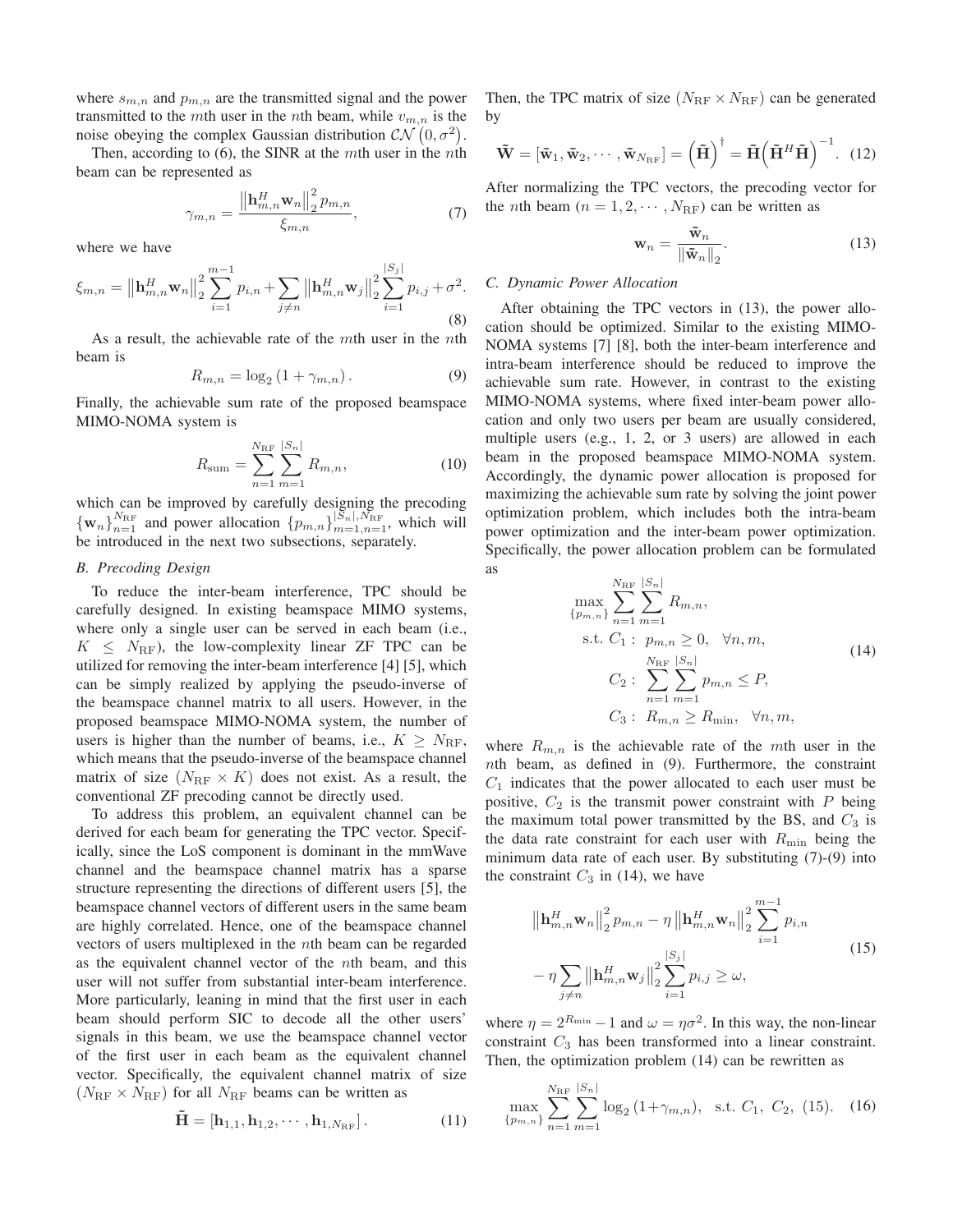where $s_{m,n}$ and $p_{m,n}$ are the transmitted signal and the power transmitted to the $m$th user in the $n$th beam, while $v_{m,n}$ is the noise obeying the complex Gaussian distribution $\mathcal{CN}\left(0,\sigma^2\right)$.

Then, according to (6), the SINR at the $m$th user in the $n$th beam can be represented as

$$\gamma_{m,n} = \frac{\left\|\mathbf{h}_{m,n}^H \mathbf{w}_n\right\|_2^2 p_{m,n}}{\xi_{m,n}}, \tag{7}$$

where we have

$$\xi_{m,n} = \left\|\mathbf{h}_{m,n}^H \mathbf{w}_n\right\|_2^2 \sum_{i=1}^{m-1} p_{i,n} + \sum_{j\neq n} \left\|\mathbf{h}_{m,n}^H \mathbf{w}_j\right\|_2^2 \sum_{i=1}^{|S_j|} p_{i,j} + \sigma^2. \tag{8}$$

As a result, the achievable rate of the $m$th user in the $n$th beam is

$$R_{m,n} = \log_2\left(1+\gamma_{m,n}\right). \tag{9}$$

Finally, the achievable sum rate of the proposed beamspace MIMO-NOMA system is

$$R_{\mathrm{sum}} = \sum_{n=1}^{N_{\mathrm{RF}}} \sum_{m=1}^{|S_n|} R_{m,n}, \tag{10}$$

which can be improved by carefully designing the precoding $\{\mathbf{w}_n\}_{n=1}^{N_{\mathrm{RF}}}$ and power allocation $\{p_{m,n}\}_{m=1,n=1}^{|S_n|,N_{\mathrm{RF}}}$, which will be introduced in the next two subsections, separately.

### *B. Precoding Design*

To reduce the inter-beam interference, TPC should be carefully designed. In existing beamspace MIMO systems, where only a single user can be served in each beam (i.e., $K \leq N_{\mathrm{RF}}$), the low-complexity linear ZF TPC can be utilized for removing the inter-beam interference [4] [5], which can be simply realized by applying the pseudo-inverse of the beamspace channel matrix to all users. However, in the proposed beamspace MIMO-NOMA system, the number of users is higher than the number of beams, i.e., $K \geq N_{\mathrm{RF}}$, which means that the pseudo-inverse of the beamspace channel matrix of size $(N_{\mathrm{RF}} \times K)$ does not exist. As a result, the conventional ZF precoding cannot be directly used.

To address this problem, an equivalent channel can be derived for each beam for generating the TPC vector. Specifically, since the LoS component is dominant in the mmWave channel and the beamspace channel matrix has a sparse structure representing the directions of different users [5], the beamspace channel vectors of different users in the same beam are highly correlated. Hence, one of the beamspace channel vectors of users multiplexed in the $n$th beam can be regarded as the equivalent channel vector of the $n$th beam, and this user will not suffer from substantial inter-beam interference. More particularly, leaning in mind that the first user in each beam should perform SIC to decode all the other users' signals in this beam, we use the beamspace channel vector of the first user in each beam as the equivalent channel vector. Specifically, the equivalent channel matrix of size $(N_{\mathrm{RF}} \times N_{\mathrm{RF}})$ for all $N_{\mathrm{RF}}$ beams can be written as

$$\tilde{\mathbf{H}} = \left[\mathbf{h}_{1,1}, \mathbf{h}_{1,2}, \cdots, \mathbf{h}_{1,N_{\mathrm{RF}}}\right]. \tag{11}$$

Then, the TPC matrix of size $(N_{\mathrm{RF}} \times N_{\mathrm{RF}})$ can be generated by

$$\tilde{\mathbf{W}} = \left[\tilde{\mathbf{w}}_1, \tilde{\mathbf{w}}_2, \cdots, \tilde{\mathbf{w}}_{N_{\mathrm{RF}}}\right] = \left(\tilde{\mathbf{H}}\right)^{\dagger} = \tilde{\mathbf{H}}\left(\tilde{\mathbf{H}}^H \tilde{\mathbf{H}}\right)^{-1}. \tag{12}$$

After normalizing the TPC vectors, the precoding vector for the $n$th beam ($n = 1, 2, \cdots, N_{\mathrm{RF}}$) can be written as

$$\mathbf{w}_n = \frac{\tilde{\mathbf{w}}_n}{\left\|\tilde{\mathbf{w}}_n\right\|_2}. \tag{13}$$

### *C. Dynamic Power Allocation*

After obtaining the TPC vectors in (13), the power allocation should be optimized. Similar to the existing MIMO-NOMA systems [7] [8], both the inter-beam interference and intra-beam interference should be reduced to improve the achievable sum rate. However, in contrast to the existing MIMO-NOMA systems, where fixed inter-beam power allocation and only two users per beam are usually considered, multiple users (e.g., 1, 2, or 3 users) are allowed in each beam in the proposed beamspace MIMO-NOMA system. Accordingly, the dynamic power allocation is proposed for maximizing the achievable sum rate by solving the joint power optimization problem, which includes both the intra-beam power optimization and the inter-beam power optimization. Specifically, the power allocation problem can be formulated as

$$\begin{aligned}
\max_{\{p_{m,n}\}} \ & \sum_{n=1}^{N_{\mathrm{RF}}} \sum_{m=1}^{|S_n|} R_{m,n}, \\
\text{s.t. } C_1: \ & p_{m,n} \geq 0, \quad \forall n,m, \\
C_2: \ & \sum_{n=1}^{N_{\mathrm{RF}}} \sum_{m=1}^{|S_n|} p_{m,n} \leq P, \\
C_3: \ & R_{m,n} \geq R_{\min}, \quad \forall n,m,
\end{aligned} \tag{14}$$

where $R_{m,n}$ is the achievable rate of the $m$th user in the $n$th beam, as defined in (9). Furthermore, the constraint $C_1$ indicates that the power allocated to each user must be positive, $C_2$ is the transmit power constraint with $P$ being the maximum total power transmitted by the BS, and $C_3$ is the data rate constraint for each user with $R_{\min}$ being the minimum data rate of each user. By substituting (7)-(9) into the constraint $C_3$ in (14), we have

$$\begin{aligned}
&\left\|\mathbf{h}_{m,n}^H \mathbf{w}_n\right\|_2^2 p_{m,n} - \eta \left\|\mathbf{h}_{m,n}^H \mathbf{w}_n\right\|_2^2 \sum_{i=1}^{m-1} p_{i,n} \\
&- \eta \sum_{j\neq n} \left\|\mathbf{h}_{m,n}^H \mathbf{w}_j\right\|_2^2 \sum_{i=1}^{|S_j|} p_{i,j} \geq \omega,
\end{aligned} \tag{15}$$

where $\eta = 2^{R_{\min}} - 1$ and $\omega = \eta\sigma^2$. In this way, the non-linear constraint $C_3$ has been transformed into a linear constraint. Then, the optimization problem (14) can be rewritten as

$$\max_{\{p_{m,n}\}} \sum_{n=1}^{N_{\mathrm{RF}}} \sum_{m=1}^{|S_n|} \log_2\left(1+\gamma_{m,n}\right), \quad \text{s.t. } C_1, \ C_2, \ (15). \tag{16}$$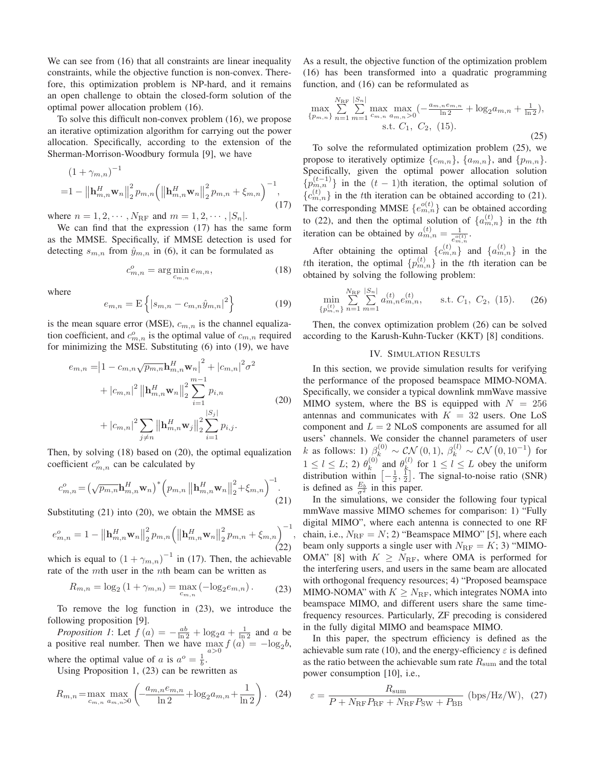We can see from (16) that all constraints are linear inequality constraints, while the objective function is non-convex. Therefore, this optimization problem is NP-hard, and it remains an open challenge to obtain the closed-form solution of the optimal power allocation problem (16).

To solve this difficult non-convex problem (16), we propose an iterative optimization algorithm for carrying out the power allocation. Specifically, according to the extension of the Sherman-Morrison-Woodbury formula [9], we have

$$\begin{aligned}&(1+\gamma_{m,n})^{-1}\\ =&1-\left\|\mathbf{h}_{m,n}^H\mathbf{w}_n\right\|_2^2 p_{m,n}\Big(\left\|\mathbf{h}_{m,n}^H\mathbf{w}_n\right\|_2^2 p_{m,n}+\xi_{m,n}\Big)^{-1},\end{aligned} \tag{17}$$

where $n=1,2,\cdots,N_{\rm RF}$ and $m=1,2,\cdots,|S_n|$.

We can find that the expression (17) has the same form as the MMSE. Specifically, if MMSE detection is used for detecting $s_{m,n}$ from $\hat{y}_{m,n}$ in (6), it can be formulated as

$$c_{m,n}^o=\arg\min_{c_{m,n}} e_{m,n}, \tag{18}$$

where

$$e_{m,n}={\rm E}\left\{|s_{m,n}-c_{m,n}\hat{y}_{m,n}|^2\right\} \tag{19}$$

is the mean square error (MSE), $c_{m,n}$ is the channel equalization coefficient, and $c_{m,n}^o$ is the optimal value of $c_{m,n}$ required for minimizing the MSE. Substituting (6) into (19), we have

$$\begin{aligned}e_{m,n}=&\left|1-c_{m,n}\sqrt{p_{m,n}}\mathbf{h}_{m,n}^H\mathbf{w}_n\right|^2+|c_{m,n}|^2\sigma^2\\ &+|c_{m,n}|^2\left\|\mathbf{h}_{m,n}^H\mathbf{w}_n\right\|_2^2\sum_{i=1}^{m-1}p_{i,n}\\ &+|c_{m,n}|^2\sum_{j\neq n}\left\|\mathbf{h}_{m,n}^H\mathbf{w}_j\right\|_2^2\sum_{i=1}^{|S_j|}p_{i,j}.\end{aligned} \tag{20}$$

Then, by solving (18) based on (20), the optimal equalization coefficient $c_{m,n}^o$ can be calculated by

$$c_{m,n}^o=\left(\sqrt{p_{m,n}}\mathbf{h}_{m,n}^H\mathbf{w}_n\right)^*\Big(p_{m,n}\left\|\mathbf{h}_{m,n}^H\mathbf{w}_n\right\|_2^2+\xi_{m,n}\Big)^{-1}. \tag{21}$$

Substituting (21) into (20), we obtain the MMSE as

$$e_{m,n}^o=1-\left\|\mathbf{h}_{m,n}^H\mathbf{w}_n\right\|_2^2 p_{m,n}\Big(\left\|\mathbf{h}_{m,n}^H\mathbf{w}_n\right\|_2^2 p_{m,n}+\xi_{m,n}\Big)^{-1}, \tag{22}$$

which is equal to $(1+\gamma_{m,n})^{-1}$ in (17). Then, the achievable rate of the $m$th user in the $n$th beam can be written as

$$R_{m,n}=\log_2(1+\gamma_{m,n})=\max_{c_{m,n}}\left(-\log_2 e_{m,n}\right). \tag{23}$$

To remove the log function in (23), we introduce the following proposition [9].

*Proposition 1*: Let $f(a)=-\frac{ab}{\ln 2}+\log_2 a+\frac{1}{\ln 2}$ and $a$ be a positive real number. Then we have $\max\limits_{a>0} f(a)=-\log_2 b$, where the optimal value of $a$ is $a^o=\frac{1}{b}$.

Using Proposition 1, (23) can be rewritten as

$$R_{m,n}=\max_{c_{m,n}}\max_{a_{m,n}>0}\left(-\frac{a_{m,n}e_{m,n}}{\ln 2}+\log_2 a_{m,n}+\frac{1}{\ln 2}\right). \tag{24}$$

As a result, the objective function of the optimization problem (16) has been transformed into a quadratic programming function, and (16) can be reformulated as

$$\begin{aligned}\max_{\{p_{m,n}\}}&\sum_{n=1}^{N_{\rm RF}}\sum_{m=1}^{|S_n|}\max_{c_{m,n}}\max_{a_{m,n}>0}\left(-\tfrac{a_{m,n}e_{m,n}}{\ln 2}+\log_2 a_{m,n}+\tfrac{1}{\ln 2}\right),\\ &\text{s.t. } C_1,\ C_2,\ (15).\end{aligned} \tag{25}$$

To solve the reformulated optimization problem (25), we propose to iteratively optimize $\{c_{m,n}\}$, $\{a_{m,n}\}$, and $\{p_{m,n}\}$. Specifically, given the optimal power allocation solution $\{p_{m,n}^{(t-1)}\}$ in the $(t-1)$th iteration, the optimal solution of $\{c_{m,n}^{(t)}\}$ in the $t$th iteration can be obtained according to (21). The corresponding MMSE $\{e_{m,n}^{o(t)}\}$ can be obtained according to (22), and then the optimal solution of $\{a_{m,n}^{(t)}\}$ in the $t$th iteration can be obtained by $a_{m,n}^{(t)}=\frac{1}{e_{m,n}^{o(t)}}$.

After obtaining the optimal $\{c_{m,n}^{(t)}\}$ and $\{a_{m,n}^{(t)}\}$ in the $t$th iteration, the optimal $\{p_{m,n}^{(t)}\}$ in the $t$th iteration can be obtained by solving the following problem:

$$\min_{\{p_{m,n}^{(t)}\}}\sum_{n=1}^{N_{\rm RF}}\sum_{m=1}^{|S_n|}a_{m,n}^{(t)}e_{m,n}^{(t)},\qquad \text{s.t. } C_1,\ C_2,\ (15). \tag{26}$$

Then, the convex optimization problem (26) can be solved according to the Karush-Kuhn-Tucker (KKT) [8] conditions.

## IV. Simulation Results

In this section, we provide simulation results for verifying the performance of the proposed beamspace MIMO-NOMA. Specifically, we consider a typical downlink mmWave massive MIMO system, where the BS is equipped with $N=256$ antennas and communicates with $K=32$ users. One LoS component and $L=2$ NLoS components are assumed for all users' channels. We consider the channel parameters of user $k$ as follows: 1) $\beta_k^{(0)}\sim\mathcal{CN}(0,1)$, $\beta_k^{(l)}\sim\mathcal{CN}(0,10^{-1})$ for $1\le l\le L$; 2) $\theta_k^{(0)}$ and $\theta_k^{(l)}$ for $1\le l\le L$ obey the uniform distribution within $\left[-\frac{1}{2},\frac{1}{2}\right]$. The signal-to-noise ratio (SNR) is defined as $\frac{E_b}{\sigma^2}$ in this paper.

In the simulations, we consider the following four typical mmWave massive MIMO schemes for comparison: 1) "Fully digital MIMO", where each antenna is connected to one RF chain, i.e., $N_{\rm RF}=N$; 2) "Beamspace MIMO" [5], where each beam only supports a single user with $N_{\rm RF}=K$; 3) "MIMO-OMA" [8] with $K\ge N_{\rm RF}$, where OMA is performed for the interfering users, and users in the same beam are allocated with orthogonal frequency resources; 4) "Proposed beamspace MIMO-NOMA" with $K\ge N_{\rm RF}$, which integrates NOMA into beamspace MIMO, and different users share the same time-frequency resources. Particularly, ZF precoding is considered in the fully digital MIMO and beamspace MIMO.

In this paper, the spectrum efficiency is defined as the achievable sum rate (10), and the energy-efficiency $\varepsilon$ is defined as the ratio between the achievable sum rate $R_{\rm sum}$ and the total power consumption [10], i.e.,

$$\varepsilon=\frac{R_{\rm sum}}{P+N_{\rm RF}P_{\rm RF}+N_{\rm RF}P_{\rm SW}+P_{\rm BB}}\ \text{(bps/Hz/W)}, \tag{27}$$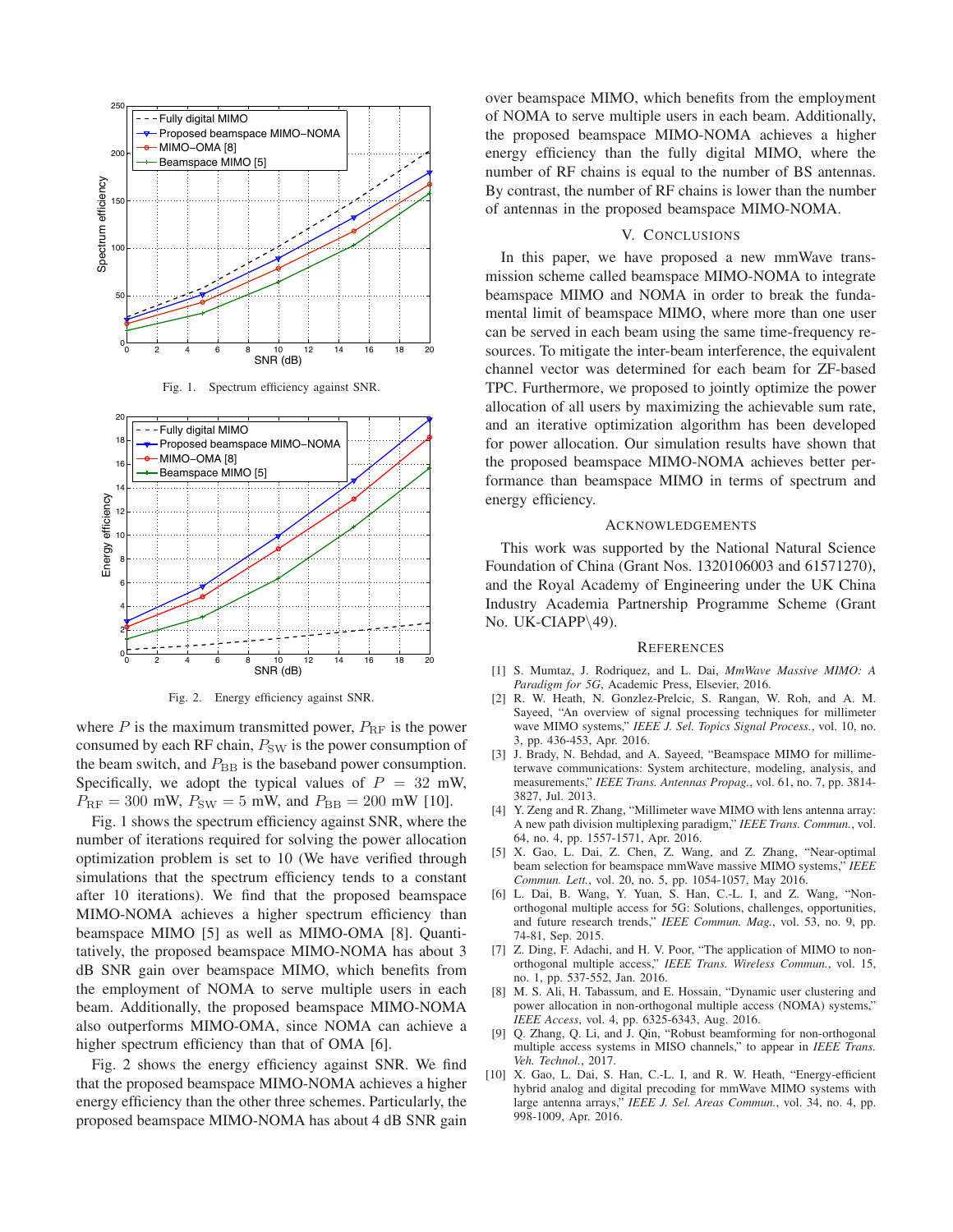250
200
150
100
50
0
0 2 4 6 8 10 12 14 16 18 20
SNR (dB)
Spectrum efficiency
Fully digital MIMO
Proposed beamspace MIMO−NOMA
MIMO−OMA [8]
Beamspace MIMO [5]

Fig. 1. Spectrum efficiency against SNR.

20
18
16
14
12
10
8
6
4
2
0
0 2 4 6 8 10 12 14 16 18 20
SNR (dB)
Energy efficiency
Fully digital MIMO
Proposed beamspace MIMO−NOMA
MIMO−OMA [8]
Beamspace MIMO [5]

Fig. 2. Energy efficiency against SNR.

where $P$ is the maximum transmitted power, $P_{\rm RF}$ is the power consumed by each RF chain, $P_{\rm SW}$ is the power consumption of the beam switch, and $P_{\rm BB}$ is the baseband power consumption. Specifically, we adopt the typical values of $P = 32$ mW, $P_{\rm RF} = 300$ mW, $P_{\rm SW} = 5$ mW, and $P_{\rm BB} = 200$ mW [10].

Fig. 1 shows the spectrum efficiency against SNR, where the number of iterations required for solving the power allocation optimization problem is set to 10 (We have verified through simulations that the spectrum efficiency tends to a constant after 10 iterations). We find that the proposed beamspace MIMO-NOMA achieves a higher spectrum efficiency than beamspace MIMO [5] as well as MIMO-OMA [8]. Quantitatively, the proposed beamspace MIMO-NOMA has about 3 dB SNR gain over beamspace MIMO, which benefits from the employment of NOMA to serve multiple users in each beam. Additionally, the proposed beamspace MIMO-NOMA also outperforms MIMO-OMA, since NOMA can achieve a higher spectrum efficiency than that of OMA [6].

Fig. 2 shows the energy efficiency against SNR. We find that the proposed beamspace MIMO-NOMA achieves a higher energy efficiency than the other three schemes. Particularly, the proposed beamspace MIMO-NOMA has about 4 dB SNR gain over beamspace MIMO, which benefits from the employment of NOMA to serve multiple users in each beam. Additionally, the proposed beamspace MIMO-NOMA achieves a higher energy efficiency than the fully digital MIMO, where the number of RF chains is equal to the number of BS antennas. By contrast, the number of RF chains is lower than the number of antennas in the proposed beamspace MIMO-NOMA.

## V. Conclusions

In this paper, we have proposed a new mmWave transmission scheme called beamspace MIMO-NOMA to integrate beamspace MIMO and NOMA in order to break the fundamental limit of beamspace MIMO, where more than one user can be served in each beam using the same time-frequency resources. To mitigate the inter-beam interference, the equivalent channel vector was determined for each beam for ZF-based TPC. Furthermore, we proposed to jointly optimize the power allocation of all users by maximizing the achievable sum rate, and an iterative optimization algorithm has been developed for power allocation. Our simulation results have shown that the proposed beamspace MIMO-NOMA achieves better performance than beamspace MIMO in terms of spectrum and energy efficiency.

## Acknowledgements

This work was supported by the National Natural Science Foundation of China (Grant Nos. 1320106003 and 61571270), and the Royal Academy of Engineering under the UK China Industry Academia Partnership Programme Scheme (Grant No. UK-CIAPP\49).

## References

[1] S. Mumtaz, J. Rodriquez, and L. Dai, *MmWave Massive MIMO: A Paradigm for 5G*, Academic Press, Elsevier, 2016.

[2] R. W. Heath, N. Gonzlez-Prelcic, S. Rangan, W. Roh, and A. M. Sayeed, "An overview of signal processing techniques for millimeter wave MIMO systems," *IEEE J. Sel. Topics Signal Process.*, vol. 10, no. 3, pp. 436-453, Apr. 2016.

[3] J. Brady, N. Behdad, and A. Sayeed, "Beamspace MIMO for millimeterwave communications: System architecture, modeling, analysis, and measurements," *IEEE Trans. Antennas Propag.*, vol. 61, no. 7, pp. 3814-3827, Jul. 2013.

[4] Y. Zeng and R. Zhang, "Millimeter wave MIMO with lens antenna array: A new path division multiplexing paradigm," *IEEE Trans. Commun.*, vol. 64, no. 4, pp. 1557-1571, Apr. 2016.

[5] X. Gao, L. Dai, Z. Chen, Z. Wang, and Z. Zhang, "Near-optimal beam selection for beamspace mmWave massive MIMO systems," *IEEE Commun. Lett.*, vol. 20, no. 5, pp. 1054-1057, May 2016.

[6] L. Dai, B. Wang, Y. Yuan, S. Han, C.-L. I, and Z. Wang, "Non-orthogonal multiple access for 5G: Solutions, challenges, opportunities, and future research trends," *IEEE Commun. Mag.*, vol. 53, no. 9, pp. 74-81, Sep. 2015.

[7] Z. Ding, F. Adachi, and H. V. Poor, "The application of MIMO to non-orthogonal multiple access," *IEEE Trans. Wireless Commun.*, vol. 15, no. 1, pp. 537-552, Jan. 2016.

[8] M. S. Ali, H. Tabassum, and E. Hossain, "Dynamic user clustering and power allocation in non-orthogonal multiple access (NOMA) systems," *IEEE Access*, vol. 4, pp. 6325-6343, Aug. 2016.

[9] Q. Zhang, Q. Li, and J. Qin, "Robust beamforming for non-orthogonal multiple access systems in MISO channels," to appear in *IEEE Trans. Veh. Technol.*, 2017.

[10] X. Gao, L. Dai, S. Han, C.-L. I, and R. W. Heath, "Energy-efficient hybrid analog and digital precoding for mmWave MIMO systems with large antenna arrays," *IEEE J. Sel. Areas Commun.*, vol. 34, no. 4, pp. 998-1009, Apr. 2016.